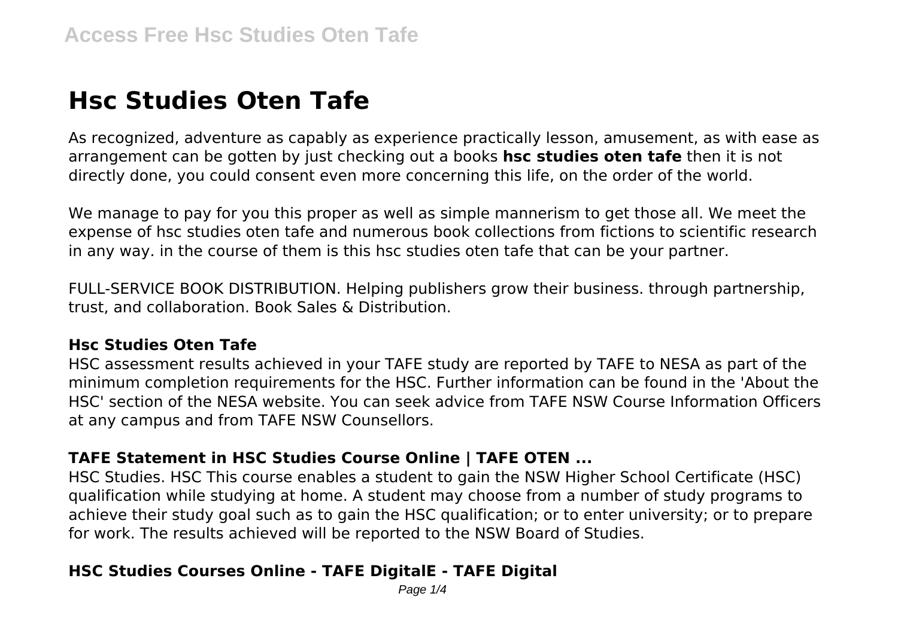# Hsc Studies Oten Tafe

As recognized, adventure as capably as experience practically lesson, amusement, as with ease as arrangement can be gotten by just checking out a books **hsc studies oten tafe** then it is not directly done, you could consent even more concerning this life, on the order of the world.

We manage to pay for you this proper as well as simple mannerism to get those all. We meet the expense of hsc studies oten tafe and numerous book collections from fictions to scientific research in any way. in the course of them is this hsc studies oten tafe that can be your partner.

FULL-SERVICE BOOK DISTRIBUTION. Helping publishers grow their business. through partnership, trust, and collaboration. Book Sales & Distribution.

### Hsc Studies Oten Tafe

HSC assessment results achieved in your TAFE study are reported by TAFE to NESA as part of the minimum completion requirements for the HSC. Further information can be found in the 'About the HSC' section of the NESA website. You can seek advice from TAFE NSW Course Information Officers at any campus and from TAFE NSW Counsellors.

### TAFE Statement in HSC Studies Course Online | TAFE OTEN ...

HSC Studies. HSC This course enables a student to gain the NSW Higher School Certificate (HSC) qualification while studying at home. A student may choose from a number of study programs to achieve their study goal such as to gain the HSC qualification; or to enter university; or to prepare for work. The results achieved will be reported to the NSW Board of Studies.

### HSC Studies Courses Online - TAFE DigitalE - TAFE Digital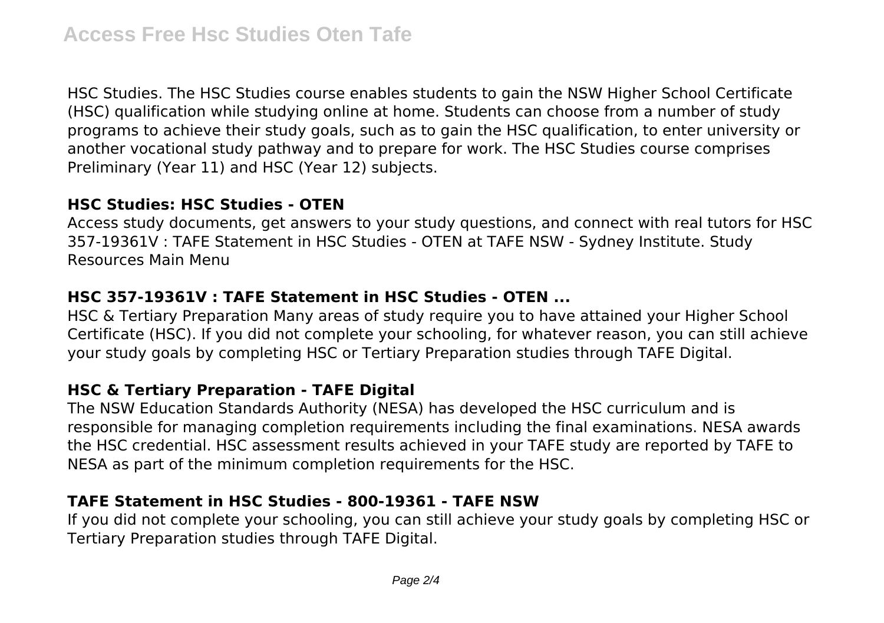HSC Studies. The HSC Studies course enables students to gain the NSW Higher School Certificate (HSC) qualification while studying online at home. Students can choose from a number of study programs to achieve their study goals, such as to gain the HSC qualification, to enter university or another vocational study pathway and to prepare for work. The HSC Studies course comprises Preliminary (Year 11) and HSC (Year 12) subjects.

### HSC Studies: HSC Studies - OTEN

Access study documents, get answers to your study questions, and connect with real tutors for HSC 357-19361V : TAFE Statement in HSC Studies - OTEN at TAFE NSW - Sydney Institute. Study Resources Main Menu

### HSC 357-19361V : TAFE Statement in HSC Studies - OTEN ...

HSC & Tertiary Preparation Many areas of study require you to have attained your Higher School Certificate (HSC). If you did not complete your schooling, for whatever reason, you can still achieve your study goals by completing HSC or Tertiary Preparation studies through TAFE Digital.

### HSC & Tertiary Preparation - TAFE Digital

The NSW Education Standards Authority (NESA) has developed the HSC curriculum and is responsible for managing completion requirements including the final examinations. NESA awards the HSC credential. HSC assessment results achieved in your TAFE study are reported by TAFE to NESA as part of the minimum completion requirements for the HSC.

### TAFE Statement in HSC Studies - 800-19361 - TAFE NSW

If you did not complete your schooling, you can still achieve your study goals by completing HSC or Tertiary Preparation studies through TAFE Digital.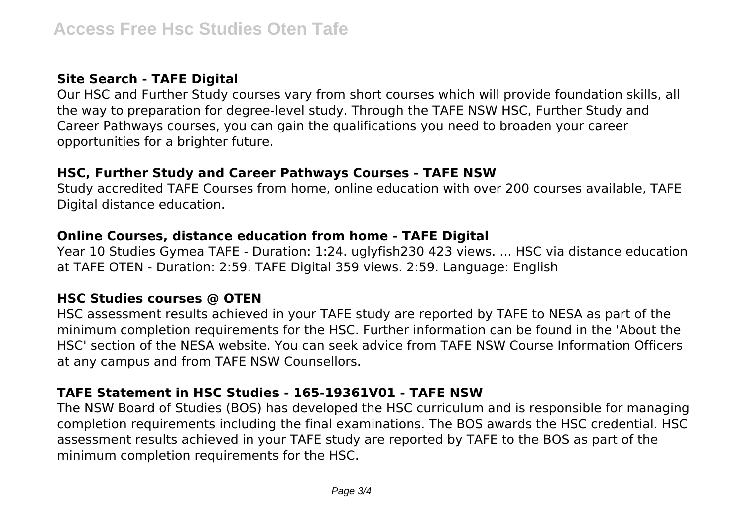### Site Search - TAFE Digital

Our HSC and Further Study courses vary from short courses which will provide foundation skills, all the way to preparation for degree-level study. Through the TAFE NSW HSC, Further Study and Career Pathways courses, you can gain the qualifications you need to broaden your career opportunities for a brighter future.

### HSC, Further Study and Career Pathways Courses - TAFE NSW

Study accredited TAFE Courses from home, online education with over 200 courses available, TAFE Digital distance education.

### Online Courses, distance education from home - TAFE Digital

Year 10 Studies Gymea TAFE - Duration: 1:24. uglyfish230 423 views. ... HSC via distance education at TAFE OTEN - Duration: 2:59. TAFE Digital 359 views. 2:59. Language: English

### HSC Studies courses @ OTEN

HSC assessment results achieved in your TAFE study are reported by TAFE to NESA as part of the minimum completion requirements for the HSC. Further information can be found in the 'About the HSC' section of the NESA website. You can seek advice from TAFE NSW Course Information Officers at any campus and from TAFE NSW Counsellors.

### TAFE Statement in HSC Studies - 165-19361V01 - TAFE NSW

The NSW Board of Studies (BOS) has developed the HSC curriculum and is responsible for managing completion requirements including the final examinations. The BOS awards the HSC credential. HSC assessment results achieved in your TAFE study are reported by TAFE to the BOS as part of the minimum completion requirements for the HSC.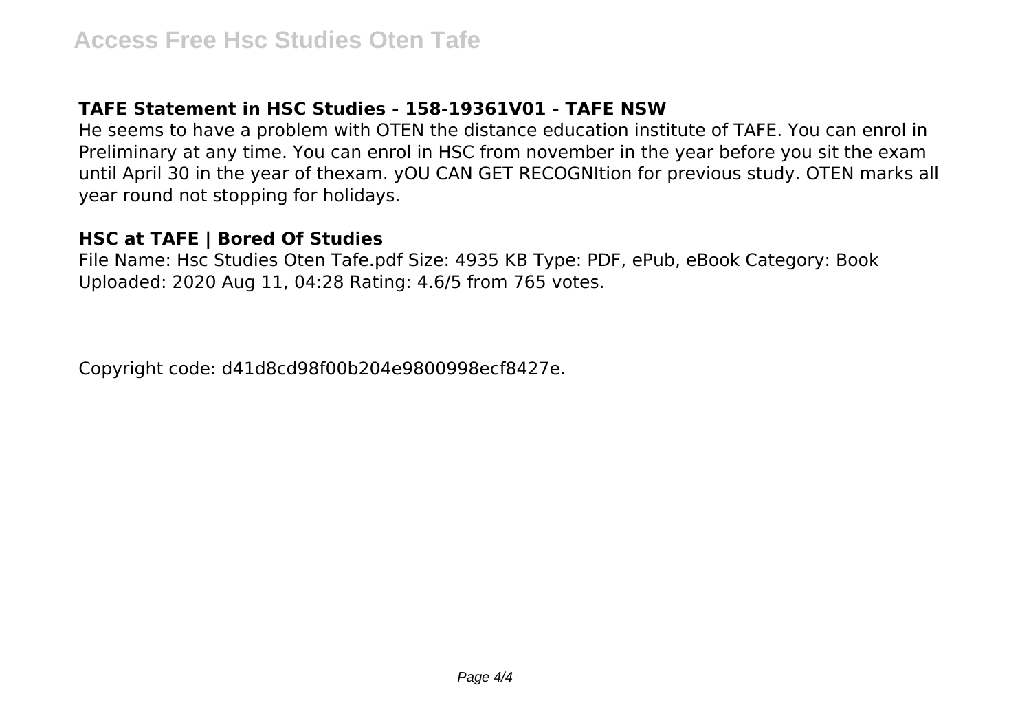**TAFE Statement in HSC Studies - 158-19361V01 - TAFE NSW**

He seems to have a problem with OTEN the distance education institute of TAFE. You can enrol in Preliminary at any time. You can enrol in HSC from november in the year before you sit the exam until April 30 in the year of thexam. yOU CAN GET RECOGNItion for previous study. OTEN marks all year round not stopping for holidays.

**HSC at TAFE | Bored Of Studies**

File Name: Hsc Studies Oten Tafe.pdf Size: 4935 KB Type: PDF, ePub, eBook Category: Book Uploaded: 2020 Aug 11, 04:28 Rating: 4.6/5 from 765 votes.

Copyright code: d41d8cd98f00b204e9800998ecf8427e.